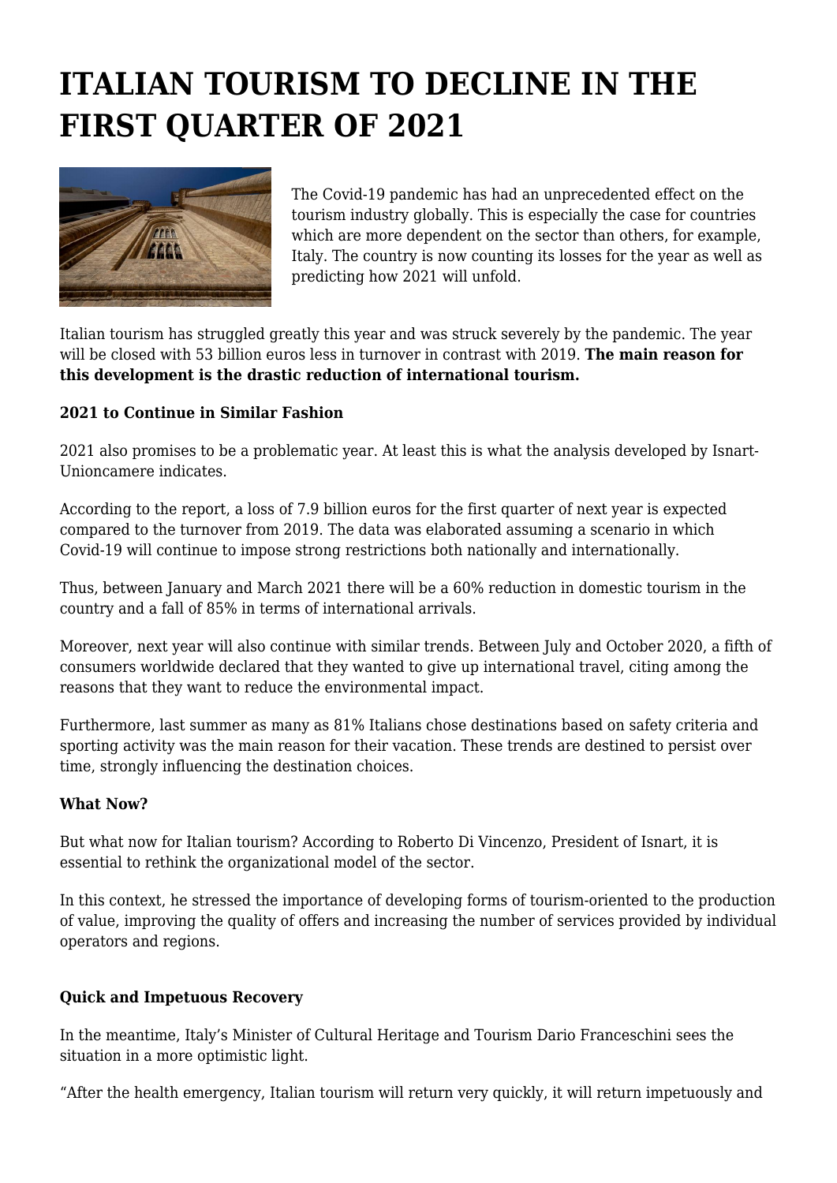# ITALIAN TOURISM TO DECLINE IN THE FIRST QUARTER OF 2021

The Covid-19 pandemic has had an unprecedented effect on the tourism industry globally. This is especially the case for countries which are more dependent on the sector than others, for example, Italy. The country is now counting its losses for the year as well as predicting how 2021 will unfold.

Italian tourism has struggled greatly this year and was struck severely by the pandemic. The year will be closed with 53 billion euros less in turnover in contrast with 2019. **The main reason for this development is the drastic reduction of international tourism.**

**2021 to Continue in Similar Fashion**

2021 also promises to be a problematic year. At least this is what the analysis developed by Isnart-Unioncamere indicates.

According to the report, a loss of 7.9 billion euros for the first quarter of next year is expected compared to the turnover from 2019. The data was elaborated assuming a scenario in which Covid-19 will continue to impose strong restrictions both nationally and internationally.

Thus, between January and March 2021 there will be a 60% reduction in domestic tourism in the country and a fall of 85% in terms of international arrivals.

Moreover, next year will also continue with similar trends. Between July and October 2020, a fifth of consumers worldwide declared that they wanted to give up international travel, citing among the reasons that they want to reduce the environmental impact.

Furthermore, last summer as many as 81% Italians chose destinations based on safety criteria and sporting activity was the main reason for their vacation. These trends are destined to persist over time, strongly influencing the destination choices.

**What Now?**

But what now for Italian tourism? According to Roberto Di Vincenzo, President of Isnart, it is essential to rethink the organizational model of the sector.

In this context, he stressed the importance of developing forms of tourism-oriented to the production of value, improving the quality of offers and increasing the number of services provided by individual operators and regions.

**Quick and Impetuous Recovery**

In the meantime, Italy's Minister of Cultural Heritage and Tourism Dario Franceschini sees the situation in a more optimistic light.

"After the health emergency, Italian tourism will return very quickly, it will return impetuously and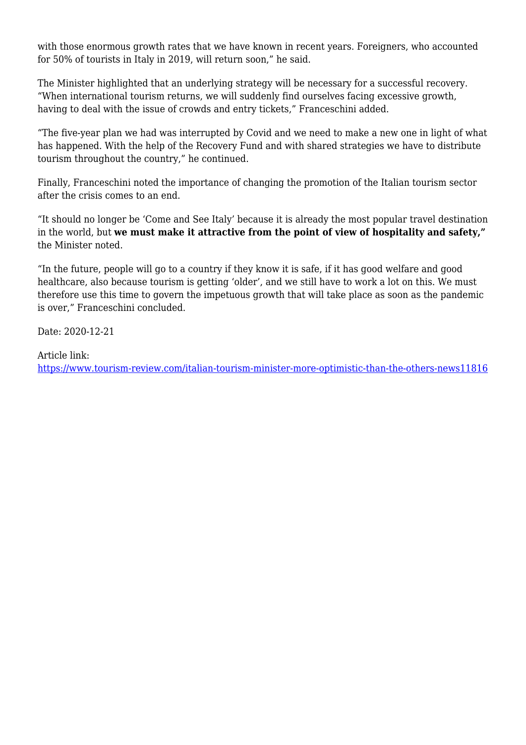with those enormous growth rates that we have known in recent years. Foreigners, who accounted for 50% of tourists in Italy in 2019, will return soon," he said.

The Minister highlighted that an underlying strategy will be necessary for a successful recovery. "When international tourism returns, we will suddenly find ourselves facing excessive growth, having to deal with the issue of crowds and entry tickets," Franceschini added.

"The five-year plan we had was interrupted by Covid and we need to make a new one in light of what has happened. With the help of the Recovery Fund and with shared strategies we have to distribute tourism throughout the country," he continued.

Finally, Franceschini noted the importance of changing the promotion of the Italian tourism sector after the crisis comes to an end.

"It should no longer be 'Come and See Italy' because it is already the most popular travel destination in the world, but **we must make it attractive from the point of view of hospitality and safety,"** the Minister noted.

"In the future, people will go to a country if they know it is safe, if it has good welfare and good healthcare, also because tourism is getting 'older', and we still have to work a lot on this. We must therefore use this time to govern the impetuous growth that will take place as soon as the pandemic is over," Franceschini concluded.

Date: 2020-12-21

Article link:
https://www.tourism-review.com/italian-tourism-minister-more-optimistic-than-the-others-news11816